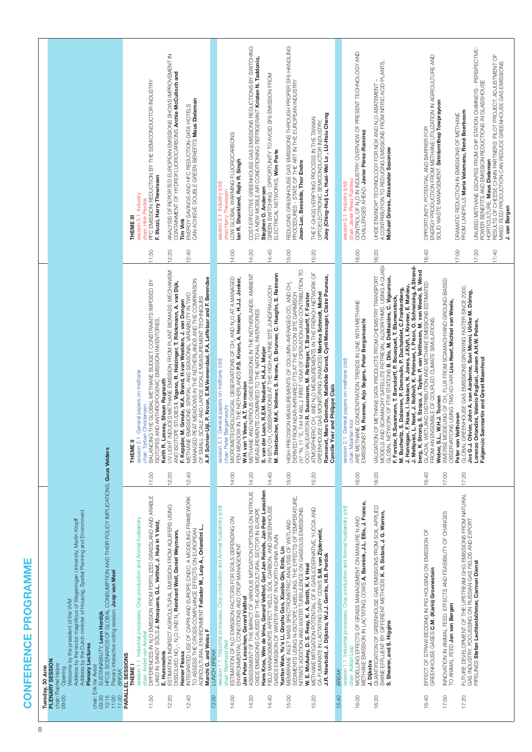# CONFERENCE PROGRAMME

**Tuesday, 30 June**

**PLENARY SESSION**
chair: Rachel Heijne

09:00 Opening
Welcome by the president of the WVM
Address by the rector magnificus of Wageningen University, Martin Kropff
Address by the Dutch minister of Housing, Spatial Planning and Environment

**Plenary Lectures**
chair: Erik ter Avest

09:30 SUSTAINABILITY, **Leen Hordijk**
10:15 HFCS: SCENARIOS OF GLOBAL CONSUMPTION AND THEIR POLICY IMPLICATIONS, **Guus Velders**
11:00 Plenary interactive voting session, **Joop van Meel**
11:30 *BREAK*

**PARALLEL SESSIONS**

## THEME I

session 1.1 Industrial processes, Crop production and Animal husbandry
chair: André van Amstel

11:50 DIFFERENCES IN $N_2O$ EMISSION FROM FERTILIZED GRASSLAND AND ARABLE LAND IN SANDY SOILS **J. Mosquera, G.L. Velthof, J. Huis in 't Veld, E. Hummelink**

12:20 ESTIMATING INDIRECT AGRICULTURAL EMISSION FROM AQUIFERS USING DISSOLVED $NO_3^-$, $N_2O$ UND $N_2$ **Reinhard Well, Daniel Weymann, Heiner Flessa**

12:40 INTEGRATED USE OF CAPRI AND EUROPE-DNDC: A MODELING FRAMEWORK TO ASSESS THE CROSS-COMPLIANCE EFFECTS ON EUROPEAN AGRICULTURAL ENVIRONMENT **Follador M., Leip A., Orlandini L., Marchi G. and Weiss F**

13:00 *LUNCH BREAK*

session 1.1 Industrial processes, Crop production and Animal husbandry (ctd)
chair: Reinhard Well

14:00 ESTIMATION OF $N_2O$ EMISSION FACTORS FOR SOILS DEPENDING ON ENVIRONMENTAL CONDITIONS AND CROP MANAGEMENT **Jan Peter Lesschen, Gerard Velthof**

14:20 ASSESSMENT OF THE IMPACT OF VARIOUS MITIGATION OPTIONS ON NITROUS OXIDE EMISSIONS CAUSED BY THE AGRICULTURAL SECTOR IN EUROPE **Hans Kros, Wim de Vries, Gerard Velthof, Gert Jan Reinds, Jan Peter Lesschen**

14:40 FIELD MANAGEMENTS AFFECT YIELD, SOIL CARBON, AND GREENHOUSE GASES EMISSION OF WINTER WHEAT IN NORTH CHINA PLAIN **Yuntan Wu, Yu'e Li, Qinzhu Gao, Xiaobo Qin, Erda, Lin**

15:00 MEMBRANE INLET MASS SPECTROMETRIC ANALYSIS OF WETLAND SEDIMENTS: EFFECTS OF SEDIMENT MIXING, TRACE GAS INJECTION, TEMPERATURE, NITRATE ADDITION AND WATER TURBULENCE ON GASEOUS EMISSIONS. **W. E. McAuley, D. S. Reay, K. A. Smith, K. V. Heal**

15:20 METHANE MITIGATION POTENTIAL OF A GARLIC DERIVATIVE: YUCCA AND CA-FUMARATE IN LACTATING DAIRY COWS **S.M. van Zijderveld, J.R. Newbold, J. Dijkstra, W.J.J. Gerrits, H.B. Perdok**

15:40 *BREAK*

session 1.1 Industrial processes, Crop production and Animal husbandry (ctd)
chair: Jan Duyzer

16:00 MODELLING EFFECTS OF GRASS MANAGEMENT ON MANURE N AND METHANE EMISSION IN LACTATING COWS **A. Bannink, J.L. Ellis, J. France, J. Dijkstra**

16:20 QUANTIFICATION OF GREENHOUSE GAS EMISSIONS FROM SOIL APPLIED SWINE EFFLUENT BY DIFFERENT METHODS **K. R. Sistani, J. G. Warren, S. Shearer, and S. Higgins**

16:40 EFFECT OF STRAW BEDDING IN PIG HOUSING ON EMISSION OF GREENHOUSE GASES **C.M. (Karin) Groenestein**

17:00 INNOVATION IN ANIMAL FEED: EFFECTS AND FEASIBILITY OF CHANGES TO ANIMAL FEED **Jan van Bergen**

17:20 FUTURE DEVELOPMENT OF THE UPSTREAM GHG EMISSIONS FROM NATURAL GAS INDUSTRY, FOCUSSING ON RUSSIAN GAS FIELDS AND EXPORT PIPELINES **Stefan Lechtenböhmer, Carmen Dienst**

## THEME II

session 2.1 General papers on methane
chair: Torben Christensen

11:50 BALANCING THE GLOBAL METHANE BUDGET: CONSTRAINTS IMPOSED BY ISOTOPES AND ANTHROPOGENIC EMISSION INVENTORIES, **Keith R. Lassey, Shaun Ragnauth**

12:20 UV LIGHT INDUCES METHANE EMISSION FROM PLANT BIOMASS: MECHANISM AND ISOTOPE STUDIES **I. Vigano, R. Holzinger, T. Röckmann, A. van Dijk, F. Keppler, M. Greule, W.A. Brand, H. van Weelden, J. van Dongen**

12:40 METHANE EMISSIONS: SPATIAL- AND SEASONAL VARIABILITY IN TWO MANAGED PEAT MEADOWS IN THE NETHERLANDS AND THE COMPARISON OF SMALL SCALE AND LARGE SCALE MEASUREMENT TECHNIQUES **A.P. Schrier-Uijl, P. Kroon, E.M.Veenendaal, P.A. Leffelaar and F. Berendse**

session 2.1 General papers on methane (ctd)
chair: Peter Bergamaschi

14:00 MICROMETEOROLOGICAL OBSERVATIONS OF $CH_4$ AND $N_2O$ AT A MANAGED FEN MEADOW IN THE NETHERLANDS **P.S. Kroon, A. Hensen, H.J.J. Jonker, W.H. van 't Veen, A.T. Vermeulen**

14:20 METHANE AND NITROUS OXIDE EMISSIONS IN THE NETHERLANDS: AMBIENT MEASUREMENTS COMPARED TO THE NATIONAL INVENTORIES **S. van der Laan, R.E.M. Neubert, H.A.J. Meijer**

14:40 IN-SITU $CH_4$ OBSERVATIONS AT THE HIGH-ALPINE SITE JUNGFRAUJOCH **M. Steinbacher, M.K. Vollmer, S. Henne, D. Brunner, C. Hueglin, S. Reimann**

15:00 HIGH-PRECISION MEASUREMENTS OF COLUMN-AVERAGED $CO_2$ AND $CH_4$ DERIVED FROM NEAR-INFRARED FTS AT THE TCCON SITE GARMISCH (47 °N, 11 °E, 744 M ASL): FIRST YEAR OF OPERATION AND CONTRIBUTION TO OCO VALIDATION **R. Sussmann, M. Rettinger, T. Borsdorff, F. Forster**

15:20 ATMOSPHERIC $CH_4$ AND $N_2O$ MEASUREMENTS IN THE FRENCH NETWORK OF GREENHOUSE GAS MONITORING (RAMCES) **Martina Schmidt, Michel Ramonet, Marc Delmotte, Mathilde Grand, Cyril Messager, Claire Peureux, Camille Yver and Philippe Ciais**

session 2.1 General papers on methane (ctd)
chair: Maarten Krol

16:00 ARE METHANE CONCENTRATION TRENDS IN LINE WITH METHANE EMISSIONS? **M. Roemer, Arjo Segers, Peter Bergamaschi**

16:20 VALIDATION OF METHANE DATA PRODUCTS FROM CHEMISTRY TRANSPORT MODELS AND SCIAMACHY SATELLITE RETRIEVAL ALGORITHMS, USING A QUASI-GLOBAL NETWORK OF FTIR STATIONS **B. Dils, M. DeMazière, C. Vigouroux, M. Buchwitz, S. Dalsoren, P. Demoulin, P. Duchatelet, C.Frankenberg, F. Forster, R.Sussmann, T. Borsdorff, P. Bousquet, T. Blumenstock, J. Hannigan, F. Hase, I. Isaksen, N. Jones, J.Klyft, I. Kramer, E. Mahieu, J. Mellqvist, J. Notholt, K. Petersen, I. Pison, O. Schneising, A.Strandberg, K. Strong, S. Szopa, J. Taylor, P. van Velthoven, M. van Weele, S. Wood**

16:40 GLACIAL WETLAND DISTRIBUTION AND METHANE EMISSIONS ESTIMATED FROM AN ENSEMBLE OF COUPLED CLIMATE SIMULATIONS. **Weber, S.L., W.H.J. Toonen**

17:00 INVERSE MODELING OF $CH_4$ FLUX FROM SCIAMACHY AND GROUND-BASED OBSERVATIONS USING TM5/4D-VAR **Lisa Neef, Michiel van Weele, Peter van Velthoven**

17:20 GLOBAL GREENHOUSE GAS EMISSIONS GROWING FASTER SINCE 2000, **Jos G.J. Olivier, John A. van Aardenne, Suvi Monni, Ulrike M. Döring, Lorenzo Orlandini, Valerio Pagliari, Jeroen A.H.W. Peters, Fulgencio Sanmartin and Greet Maenhout**

## THEME III

session 3.1 Industry
chair: Hink Perdok

11:50 PFC EMISSION REDUCTION BY THE SEMICONDUCTOR INDUSTRY **F. Illuzzi, Harry Thewissen**

12:20 ANALYSIS OF REPORTED EUROPEAN EMISSIONS SHOWS IMPROVEMENT IN CONTAINMENT OF HYDROFLUOROCARBONS **Archie McCulloch and Tim Vink**

12:40 ENERGY SAVINGS AND HFC REDUCTION-DATA HOTELS CAN ACHIEVE DOUBLE GREEN BENEFITS **Maus Dieleman**

session 3.1 Industry (ctd)
chair:Harry Thewissen

14:00 LOW GLOBAL WARMING FLUOROCARBONS **Ian R. Shankland, Rajiv R. Singh**

14:20 COST-EFFECTIVE GREENHOUSE GAS EMISSIONS REDUCTIONS BY SWITCHING TO A NEW MOBILE AIR CONDITIONING REFRIGERANT **Kristen N. Taddonio, Stephen O. Andersen**

14:40 GREEN SWITCHING - OPPORTUNITY TO AVOID SF6 EMISSION FROM ELECTRICAL NETWORKS, **Wim Porte**

15:00 REDUCING GREENHOUSE GAS EMISSIONS THROUGH PROPER SF6 HANDLING PROCEDURES - STATE OF THE ART IN THE EUROPEAN INDUSTRY **Jean-Luc. Bessède, Thor Endre**

15:20 THE F-GHGS VERIFYING PROCESS IN THE TAIWAN OPTOELECTRONIC SEMICONDUCTOR INDUSTRY, **Joey (Ching-Hui) Lu, Huei-Wei Lo , LU-Hsiu Cheng**

session 3.1 Industry (ctd)
chair: Javier Pérez-Ramírez

16:00 CONTROL OF $N_2O$ IN INDUSTRY: OVERVIEW OF PRESENT TECHNOLOGY AND CHALLENGES AHEAD, **Javier Pérez-Ramírez**

16:20 UHDE ENVINOX® TECHNOLOGY FOR NOX AND $N_2O$ ABATEMENT – A CONTRIBUTION TO REDUCING EMISSIONS FROM NITRIC ACID PLANTS, **Michael Groves, Alexander Sasonow**

16:40 OPPORTUNITY, POTENTIAL AND BARRIER FOR ENERGY PRODUCTION FROM METHANE UTILIZATION IN AGRICULTURE AND SOLID WASTE MANAGEMENT. **Sirintornthep Towprayoon**

17:00 DRAMATIC REDUCTION IN EMISSIONS OF METHANE FROM LANDFILLS **Maria Vatamanu, René Boerboom**

17:20 UNUSED METHANE ESCAPES FROM CHP STATION CHIMNEYS - PERSPECTIVE: POWER BENEFITS AND EMISSION REDUCTIONS IN GLASSHOUSE HORTICULTURE, **Maus Dieleman**

17:40 RESULTS OF CHEESE CHAIN PARTNERS' PILOT PROJECT: ADJUSTMENT OF MIXED FEED PRODUCTION CAN REDUCE GREENHOUSE GAS EMISSIONS **J. van Bergen**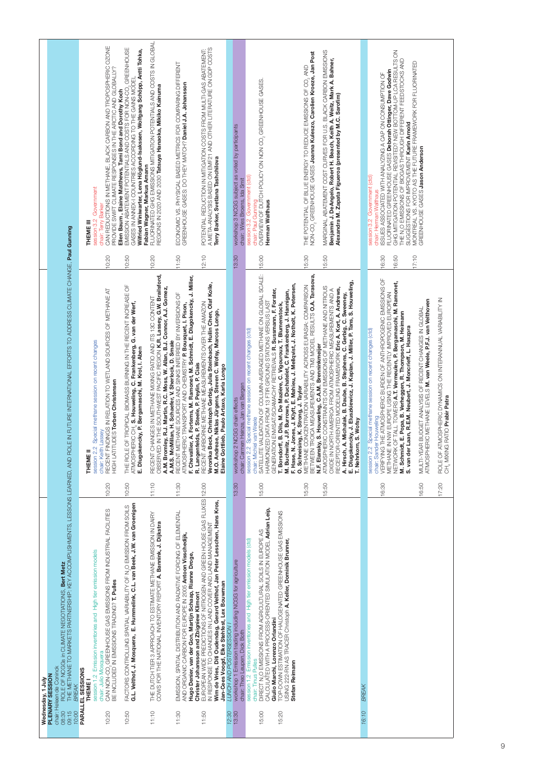## Wednesday 1 July

### PLENARY SESSION

chair: Heleen de Coninck

08:30 ROLE OF NCGGs in CLIMATE NEGOTIATIONS, **Bert Metz**

09:15 THE METHANE TO MARKETS PARTNERSHIP: KEY ACCOMPLISHMENTS, LESSONS LEARNED, AND ROLE IN FUTURE INTERNATIONAL EFFORTS TO ADDRESS CLIMATE CHANGE, **Paul Gunning**

10:00 *BREAK*

### PARALLEL SESSIONS

#### THEME I

session 1.2 Emission inventories and High tier emission models
chair: Julio Mosquera

10:20 CAN NON-$CO_2$ GREENHOUSE GAS EMISSIONS FROM INDUSTRIAL FACILITIES BE INCLUDED IN EMISSIONS TRADING? **T. Pulles**

10:50 FACTORS CONTROLLING SPATIAL VARIABILITY OF $N_2O$ EMISSION FROM SOILS **G.L. Velthof, J. Mosquera, E. Hummelink, C.L. van Beek, J.W. van Groenigen**

11:10 THE DUTCH TIER 3 APPROACH TO ESTIMATE METHANE EMISSION IN DAIRY COWS FOR THE NATIONAL INVENTORY REPORT **A. Bannink, J. Dijkstra**

11:30 EMISSION, SPATIAL DISTRIBUTION AND RADIATIVE FORCING OF ELEMENTAL AND ORGANIC CARBON FOR EUROPE IN 2005 **Antoon Visschedijk, Hugo Denier, van der Gon, Martijn Schaap, Rianne Droge, Christer Johansson and Zbigniew Klimont**

11:50 EUROPEAN WIDE PREDICTIONS OF NITROGEN AND GREEN HOUSE GAS FLUXES IN RESPONSE TO CHANGES IN LAND COVER AND LAND MANAGEMENT **Wim de Vries, Dié Oudendag, Gerard Velthof, Jan Peter Lesschen, Hans Kros, Jan-Cees Voogd, Elke Stehfest, Lex Bouwman**

12:30 *LUNCH AND POSTERSESSION I*

13:30 workshop 1 Emission trading including NCGG for agriculture
chair: Theo Leupen, Dick Both

session 1.2 Emission inventories and High tier emission models (ctd)
chair: Tinus Pulles

15:00 DIRECT $N_2O$ EMISSIONS FROM AGRICULTURAL SOILS IN EUROPE AS CALCULATED WITH A PROCESS-ORIENTED SIMULATION MODEL **Adrian Leip, Giulio Marchi, Lorenzo Orlandini**

15:20 TOP-DOWN ESTIMATION OF HALOGENATED GREENHOUSE GAS EMISSIONS USING 222-RN AS TRACER Christoph **A. Keller, Dominik Brunner, Stefan Reimann**

16:10 *BREAK*

#### THEME II

session 2.2 Special methane session on recent changes
chair: Keith Lassey

10:20 RECENT FINDINGS IN RELATION TO WETLAND SOURCES OF METHANE AT HIGH LATITUDES **Torben Christensen**

10:50 THE ROLE OF TROPICAL BIOMASS BURNING IN THE RECENT INCREASE OF ATMOSPHERIC $CH_4$ **S. Houweling, C. Frankenberg, G. van der Werf, E. Dlugokencky, P. Bergamaschi, M. Krol, I. Aben**

11:10 RECENT CHANGES IN METHANE MIXING RATIO AND ITS 13C CONTENT OBSERVED IN THE SOUTH-WEST PACIFIC REGION **K.R. Lassey, G.W. Brailsford, A.M. Bromley, R.J. Martin, R.C. Moss, W. Allan, B.J. Connor, A.J. Gomez, A.M.S. McMillan, H. Schaefer, V. Sherlock, D. Smale**

11:30 RECENT METHANE SOURCES AND SINKS INFERRED BY INVERSIONS OF ATMOSPHERIC TRANSPORT AND CHEMISTRY **P. Bousquet, I. Pison, F. Chevallier, A. Fortems, M. Ramonet, M. Schmidt, E. Dlugokencky, J. Miller, R. Langenfelds, P. Steele, P. Peylin, P. Ciais**

12:00 RECENT AIRBORNE METHANE MEASUREMENTS OVER THE AMAZON **Veronika Beck, Christoph Gerbig, Julia Steinbach, Huilin Chen, Olaf Kolle, M.O. Andreae, Niklas Jürgens, Steven C. Wofsy, Marcos Longo, Elaine Gottlieb, Paulo Artaxo, Karla Longo**

13:30 workshop 2 NCGG chain effects
chair: Carmen Hienze, Jan van Bergen

session 2.2 Special methane session on recent changes (ctd)
chair: Michiel van Weele

15:00 SATELLITE VALIDATION OF COLUMN-AVERAGED METHANE ON GLOBAL SCALE: HARMONIZED DATA FROM 13 FTIR GROUND STATIONS VERSUS LAST GENERATION ENVISAT/SCIAMACHY RETRIEVALS **R. Sussmann, F. Forster, T. Borsdorff, B. Dils, M. De Mazière, C. Vigouroux, T. Blumenstock, M. Buchwitz, J.P. Burrows, P. Duchatelet, C. Frankenberg, J. Hannigan, F. Hase, N. Jones, J. Klyft, E. Mahieu, J. Mellqvist, J. Notholt, K. Petersen, O. Schneising, K. Strong, J. Taylor**

15:30 METHANE CONCENTRATION VARIABILITY ACROSS EURASIA: COMPARISON BETWEEN TROICA MEASUREMENTS AND TM3 MODEL RESULTS **O.A. Tarasova, N.F. Elansky, S. Houweling, C.A.M. Brenninkmeijer**

15:50 ATMOSPHERIC CONSTRAINTS ON EMISSIONS OF METHANE AND NITROUS OXIDE IN NORTH AMERICA FROM ATMOSPHERIC MEASUREMENTS AND A RECEPTOR-ORIENTED MODELING FRAMEWORK **Eric A. Kort, A. Andrews, A. Hirsch, A. Michalak, B. Daube, B. Stephens, C. Gerbig, C. Sweeney, E. Dlugokencky, J. Eluszkiewicz, J. Kaplan, J. Miller, P. Tans, S. Houweling, T. Nehrkorn, S. Wofsy**

session 2.2 Special methane session on recent changes (ctd)
chair: Sander Houweling

16:30 VERIFYING THE ATMOSPHERIC BURDEN OF ANTHROPOGENIC EMISSIONS OF METHANE IN NW EUROPE USING THE RECENTLY IMPROVED EUROPEAN NETWORK OF TALL TOWERS **A.T. Vermeulen, P. Bergamaschi, M. Ramonet, M. Schmidt, E. Popa, B. Verheggen, R. Thompson, M. Heimann, S. van der Laan, R.E.M. Neubert, J. Moncrieff, L. Haszpra**

16:50 MULTI-YEAR BUDGET ANALYSIS OF RECENT CHANGES IN GLOBAL ATMOSPHERIC METHANE LEVELS **M. van Weele, P.F.J. van Velthoven**

17:20 ROLE OF ATMOSPHERIC DYNAMICS ON INTERANNUAL VARIABILITY IN $CH_4$ MIXING RATIO **Prabir Patra**

#### THEME III

session 3.2 Government
chair: Terry Barker

10:20 CAN REDUCTIONS IN METHANE, BLACK CARBON AND TROPOSPHERIC OZONE PROVIDE SWIFT CLIMATE RESPONSES IN THE ARCTIC AND GLOBALLY? **Ellen Baum, Elaine Matthews, Tami Bond and Dorothy Koch**

10:50 EMISSION ABATEMENT POTENTIALS AND COSTS FOR NON-$CO_2$ GREENHOUSE GASES IN ANNEX-I COUNTRIES ACCORDING TO THE GAINS MODEL **Wilfried Winiwarter, Lena Höglund-Isaksson, Wolfgang Schöpp, Antti Tohka, Fabian Wagner, Markus Amann**

10:20 FLUORINATED GHG EMISSIONS MITIGATION POTENTIALS AND COSTS IN GLOBAL REGIONS IN 2020 AND 2030 **Tatsuya Hanaoka, Mikiko Kainuma**

11:50 ECONOMIC VS. PHYSICAL BASED METRICS FOR COMPARING DIFFERENT GREENHOUSE GASES: DO THEY MATCH? **Daniel J.A. Johansson**

12:10 POTENTIAL REDUCTION IN MITIGATION COSTS FROM MULTI-GAS ABATEMENT: A META-ANALYSIS BASED ON EMF21 AND OTHER LITERATURE ON GDP COSTS **Terry Barker, Svetlana Tashchilova**

13:30 workshop 3 NCGG subject as voted by participants
chair: Wies Broens, Ida Smit

session 3.2 Government (ctd)
chair: Paul Gunning

15:00 OVERVIEW OF DUTCH POLICY ON NON $CO_2$ GREENHOUSE GASES. **Herman Walthaus**

15:30 THE POTENTIAL OF BLUE ENERGY TO REDUCE EMISSIONS OF $CO_2$ AND NON-$CO_2$ GREENHOUSE GASES **Joanna Kuleszo, Carolien Kroeze, Jan Post**

15:50 MARGINAL ABATEMENT COST CURVES FOR U.S. BLACK CARBON EMISSIONS **Benjamin J. DeAngelo, Robert H. Beach, Keith A. Weitz, Mark A. Bahner, Alexandra M. Zapata Figueroa (presented by M.C. Sarofim)**

session 3.2 Government (ctd)
chair: Herman Walthaus

16:30 ISSUES ASSOCIATED WITH ANALYZING A CAP ON CONSUMPTION OF FLUORINATED GREENHOUSE GASES **Deborah Ottinger, Dave Godwin**

16:50 GHG MITIGATION POTENTIAL REVISITED? NEW BOTTOM-UP LCA RESULTS ON THE $N_2O$ EMISSIONS OF BIOGAS THROUGH DIFFERENT FEEDSTOCKS AND SUGGESTIONS FOR IMPROVEMENT **Karin Arnold**

17:10 MONTREAL VS. KYOTO AS THE FUTURE FRAMEWORK FOR FLUORINATED GREENHOUSE GASES **Jason Anderson**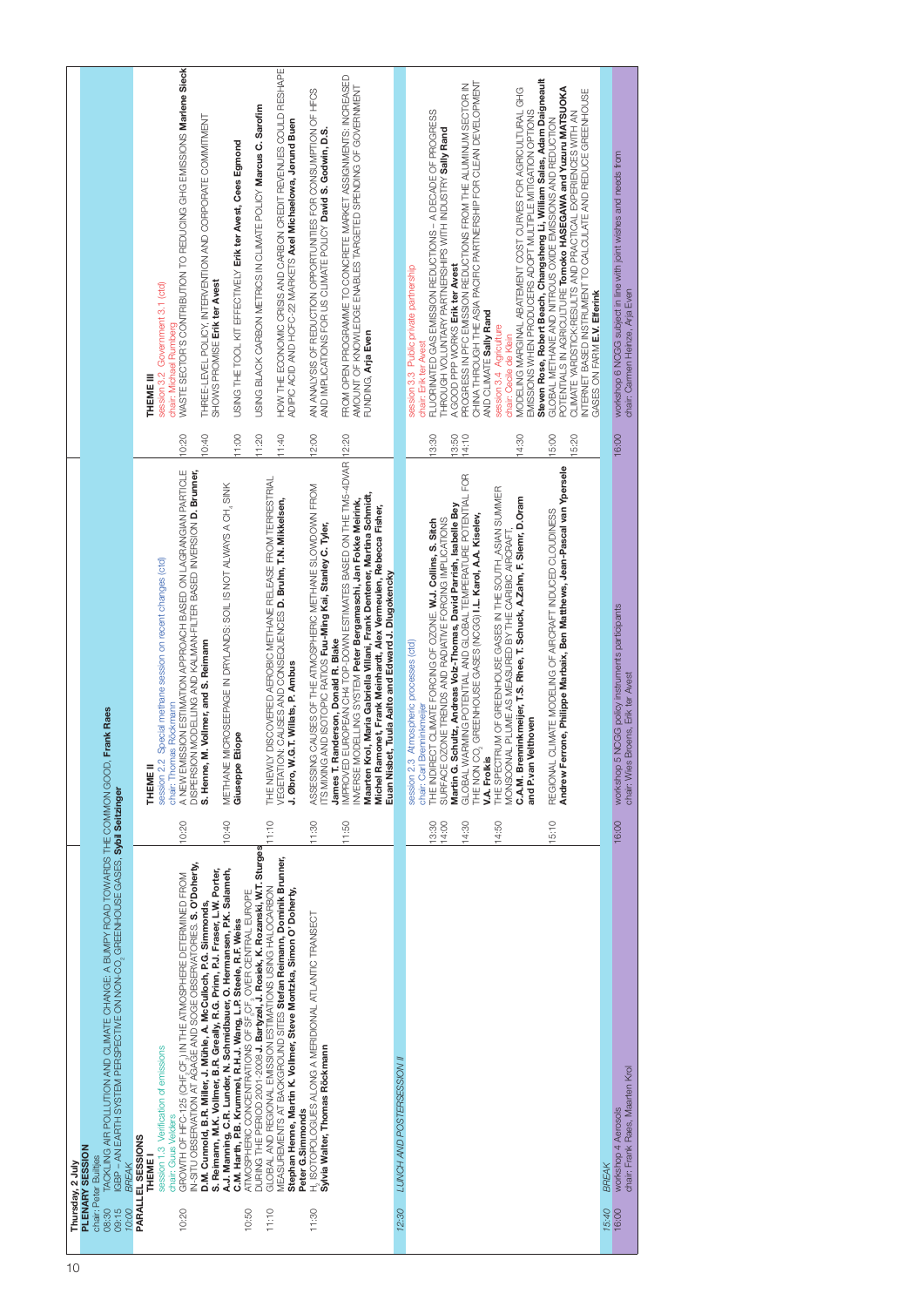## Thursday 2 July

### PLENARY SESSION

chair: Peter Builtjes

08:30 TACKLING AIR POLLUTION AND CLIMATE CHANGE: A BUMPY ROAD TOWARDS THE COMMON GOOD. **Frank Raes**

09:15 IGBP – AN EARTH SYSTEM PERSPECTIVE ON NON-$CO_2$ GREENHOUSE GASES. **Sybil Seitzinger**

10:00 *BREAK*

### PARALLEL SESSIONS

#### THEME I

session 1.3 Verification of emissions

chair: Guus Velders

10:20 GROWTH OF HFC-125 ($CHF_2CF_3$) IN THE ATMOSPHERE DETERMINED FROM IN-SITU OBSERVATION AT AGAGE AND SOGE OBSERVATORIES. **S. O'Doherty, D.M. Cunnold, B.R. Miller, J. Mühle, A. McCulloch, P.G. Simmonds, S. Reimann, M.K. Vollmer, B.R. Greally, R.G. Prinn, P.J. Fraser, L.W. Porter, A.J. Manning, C.R. Lunder, N. Schmidbauer, O. Hermansen, P.K. Salameh, C.M. Harth, P.B. Krummel, R.H.J. Wang, L.P. Steele, R.F. Weiss**

10:50 ATMOSPHERIC CONCENTRATIONS OF $SF_5CF_3$ OVER CENTRAL EUROPE DURING THE PERIOD 2001-2008 **J. Bartyzel, J. Rosiek, K. Rozanski, W.T. Sturges**

11:10 GLOBAL AND REGIONAL EMISSION ESTIMATIONS USING HALOCARBON MEASUREMENTS AT BACKGROUND SITES **Stefan Reimann, Dominik Brunner, Stephan Henne, Martin K. Vollmer, Steve Montzka, Simon O'Doherty, Peter G.Simmonds**

11:30 $H_2$ ISOTOPOLOGUES ALONG A MERIDIONAL ATLANTIC TRANSECT **Sylvia Walter, Thomas Röckmann**

12:30 *LUNCH AND POSTERSESSION II*

15:40 *BREAK*

16:00 workshop 4 Aerosols
chair: Frank Raes, Maarten Krol

#### THEME II

session 2.2 Special methane session on recent changes (ctd)

chair: Thomas Röckmann

10:20 A NEW EMISSION ESTIMATION APPROACH BASED ON LAGRANGIAN PARTICLE DISPERSION MODELLING AND KALMAN-FILTER BASED INVERSION **D. Brunner, S. Henne, M. Vollmer, and S. Reimann**

10:40 METHANE MICROSEEPAGE IN DRYLANDS: SOIL IS NOT ALWAYS A $CH_4$ SINK **Giuseppe Etiope**

11:10 THE NEWLY DISCOVERED AEROBIC METHANE RELEASE FROM TERRESTRIAL VEGETATION: CAUSES AND CONSEQUENCES **D. Bruhn, T.N. Mikkelsen, J. Øbro, W.G.T. Willats, P. Ambus**

11:30 ASSESSING CAUSES OF THE ATMOSPHERIC METHANE SLOWDOWN FROM ITS MIXING AND ISOTOPIC RATIOS **Fuu-Ming Kai, Stanley C. Tyler, James T. Randerson, Donald R. Blake**

11:50 IMPROVED EUROPEAN CH4 TOP-DOWN ESTIMATES BASED ON THE TM5-4DVAR INVERSE MODELLING SYSTEM **Peter Bergamaschi, Jan Fokke Meirink, Maarten Krol, Maria Gabriella Villani, Frank Dentener, Martina Schmidt, Michel Ramonet, Frank Meinhardt, Alex Vermeulen, Rebecca Fisher, Euan Nisbet, Tuula Aalto and Edward J. Dlugokencky**

session 2.3 Atmospheric processes (ctd)

chair: Carl Brenninkmeijer

13:30 THE INDIRECT CLIMATE FORCING OF OZONE. **W.J. Collins, S. Sitch**

14:00 SURFACE OZONE TRENDS AND RADIATIVE FORCING IMPLICATIONS **Martin G. Schultz, Andreas Volz-Thomas, David Parrish, Isabelle Bey**

14:30 GLOBAL WARMING POTENTIAL AND GLOBAL TEMPERATURE POTENTIAL FOR THE NON $CO_2$ GREENHOUSE GASES (NCGG) **I.L. Karol, A.A. Kiselev, V.A. Frolkis**

14:50 THE SPECTRUM OF GREENHOUSE GASES IN THE SOUTH ASIAN SUMMER MONSOONAL PLUME AS MEASURED BY THE CARIBIC AIRCRAFT. **C.A.M. Brenninkmeijer, T.S. Rhee, T. Schuck, A.Zahn, F. Slemr, D.Oram and P.van Velthoven**

15:10 REGIONAL CLIMATE MODELING OF AIRCRAFT INDUCED CLOUDINESS **Andrew Ferrone, Philippe Marbaix, Ben Matthews, Jean-Pascal van Ypersele**

16:00 workshop 5 NCGG policy instruments participants
chair: Wies Broens, Erik ter Avest

#### THEME III

session 3.2 Government 3.1 (ctd)

chair: Michael Rumberg

10:20 WASTE SECTOR'S CONTRIBUTION TO REDUCING GHG EMISSIONS **Marlene Sieck**

10:40 THREE-LEVEL POLICY, INTERVENTION AND CORPORATE COMMITMENT SHOWS PROMISE **Erik ter Avest**

11:00 USING THE TOOL KIT EFFECTIVELY **Erik ter Avest, Cees Egmond**

11:20 USING BLACK CARBON METRICS IN CLIMATE POLICY **Marcus C. Sarofim**

11:40 HOW THE ECONOMIC CRISIS AND CARBON CREDIT REVENUES COULD RESHAPE ADIPIC ACID AND HCFC-22 MARKETS **Axel Michaelowa, Jorund Buen**

12:00 AN ANALYSIS OF REDUCTION OPPORTUNITIES FOR CONSUMPTION OF HFCS AND IMPLICATIONS FOR US CLIMATE POLICY **David S. Godwin, D.S.**

12:20 FROM OPEN PROGRAMME TO CONCRETE MARKET ASSIGNMENTS: INCREASED AMOUNT OF KNOWLEDGE ENABLES TARGETED SPENDING OF GOVERNMENT FUNDING. **Arja Even**

session 3.3 Public private partnership

chair: Erik ter Avest

13:30 FLUORINATED GAS EMISSION REDUCTIONS – A DECADE OF PROGRESS THROUGH VOLUNTARY PARTNERSHIPS WITH INDUSTRY **Sally Rand**

13:50 A GOOD PPP WORKS **Erik ter Avest**

14:10 PROGRESS IN PFC EMISSION REDUCTIONS FROM THE ALUMINUM SECTOR IN CHINA THROUGH THE ASIA PACIFIC PARTNERSHIP FOR CLEAN DEVELOPMENT AND CLIMATE **Sally Rand**

session 3.4 Agriculture

chair: Cecile de Klein

14:30 MODELING MARGINAL ABATEMENT COST CURVES FOR AGRICULTURAL GHG EMISSIONS WHEN PRODUCERS ADOPT MULTIPLE MITIGATION OPTIONS **Steven Rose, Robert Beach, Changsheng Li, William Salas, Adam Daigneault**

15:00 GLOBAL METHANE AND NITROUS OXIDE EMISSIONS AND REDUCTION POTENTIALS IN AGRICULTURE **Tomoko HASEGAWA and Yuzuru MATSUOKA**

15:20 CLIMATE YARDSTICK:RESULTS AND PRACTICAL EXPERIENCES WITH AN INTERNET BASED INSTRUMENT TO CALCULATE AND REDUCE GREENHOUSE GASES ON FARM **E.V. Elferink**

16:00 workshop 6 NCGG subject in line with joint wishes and needs from
chair: Carmen Heinze, Arja Even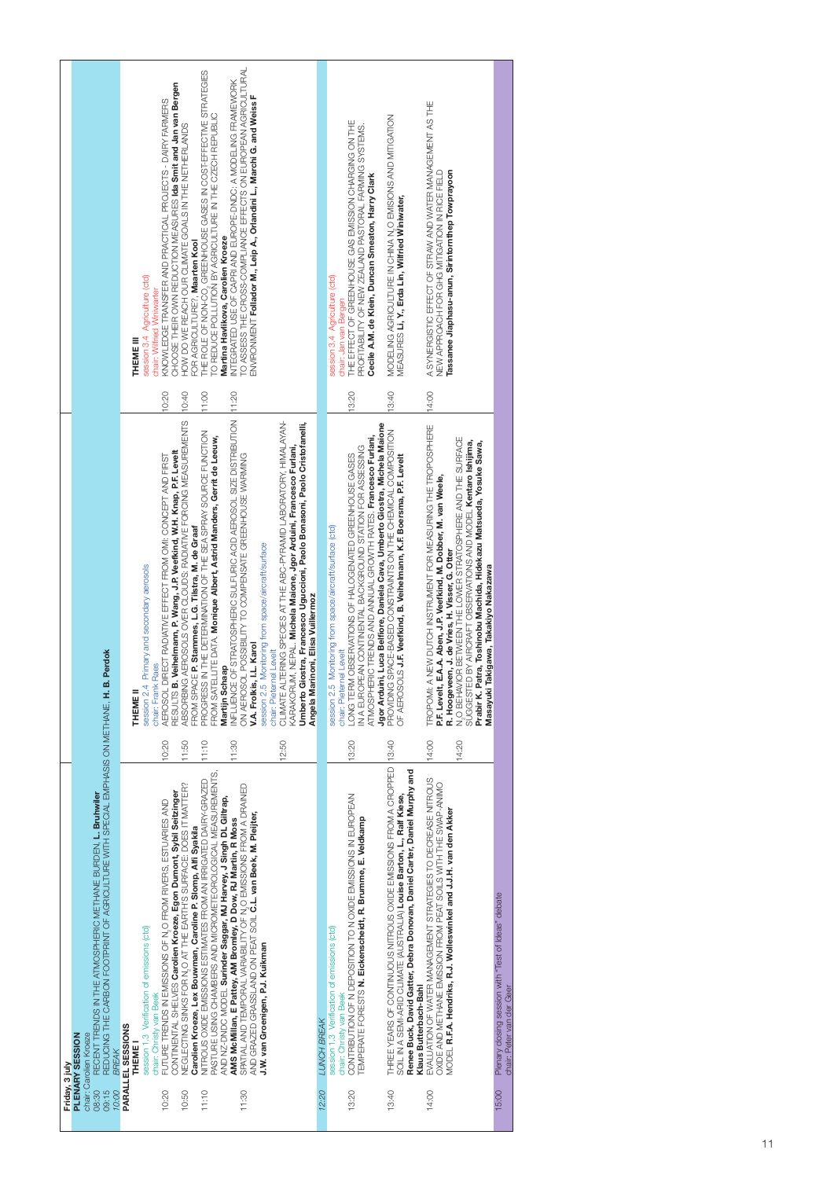# Friday, 3 july

## PLENARY SESSION

chair: Carolien Kroeze

08:30 RECENT TRENDS IN THE ATMOSPHERIC METHANE BURDEN, **L. Bruhwiler**

09:15 REDUCING THE CARBON FOOTPRINT OF AGRICULTURE WITH SPECIAL EMPHASIS ON METHANE, **H. B. Perdok**

10:00 *BREAK*

## PARALLEL SESSIONS

### THEME I

session 1.3 Verification of emissions (ctd)

chair: Christy van Beek

10:20 FUTURE TRENDS IN EMISSIONS OF $N_2O$ FROM RIVERS, ESTUARIES AND CONTINENTAL SHELVES **Carolien Kroeze, Egon Dumont, Sybil Seitzinger**

10:50 NEGLECTING SINKS FOR $N_2O$ AT THE EARTH'S SURFACE: DOES IT MATTER? **Carolien Kroeze, Lex Bouwman, Caroline P. Slomp, Alfi Syakila**

11:10 NITROUS OXIDE EMISSIONS ESTIMATES FROM AN IRRIGATED DAIRY-GRAZED PASTURE USING CHAMBERS AND MICROMETEOROLOGICAL MEASUREMENTS, AND NZ-DNDC MODEL **Surinder Saggar, MJ Harvey, J Singh DL Giltrap, AMS McMillan, E Pattey, AM Bromley, D Dow, RJ Martin, R Moss**

11:30 SPATIAL AND TEMPORAL VARIABILITY OF $N_2O$ EMISSIONS FROM A DRAINED AND GRAZED GRASSLAND ON PEAT SOIL **C.L. van Beek, M. Pleijter, J.W. van Groenigen, P.J. Kuikman**

12:20 *LUNCH BREAK*

session 1.3 Verification of emissions (ctd)

chair: Christy van Beek

13:20 CONTRIBUTION OF N DEPOSITION TO N OXIDE EMISSIONS IN EUROPEAN TEMPERATE FORESTS **N. Eickenscheidt, R. Brumme, E. Veldkamp**

13:40 THREE YEARS OF CONTINUOUS NITROUS OXIDE EMISSIONS FROM A CROPPED SOIL IN A SEMI-ARID CLIMATE (AUSTRALIA) **Louise Barton, L., Ralf Kiese, Renee Buck, David Gatter, Debra Donovan, Daniel Carter, Daniel Murphy and Klaus Butterbach-Bahl**

14:00 EVALUATION OF WATER MANAGEMENT STRATEGIES TO DECREASE NITROUS OXIDE AND METHANE EMISSION FROM PEAT SOILS WITH THE SWAP-ANIMO MODEL **R.F.A. Hendriks, R.J. Wolleswinkel and J.J.H. van den Akker**

### THEME II

session 2.4 Primary and secondary aerosols

chair: Frank Raes

10:20 AEROSOL DIRECT RADIATIVE EFFECT FROM OMI: CONCEPT AND FIRST RESULTS **B. Veihelmann, P. Wang, J.P. Veefkind, W.H. Knap, P.F. Levelt**

11:50 ABSORBING AEROSOLS OVER CLOUDS: RADIATIVE FORCING MEASUREMENTS FROM SPACE **P. Stammes, L.G. Tilstra, M. de Graaf**

11:10 PROGRESS IN THE DETERMINATION OF THE SEA SPRAY SOURCE FUNCTION FROM SATELLITE DATA **Monique Albert, Astrid Manders, Gerrit de Leeuw, Martijn Schaap**

11:30 INFLUENCE OF STRATOSPHERIC SULFURIC ACID AEROSOL SIZE DISTRIBUTION ON AEROSOL POSSIBILITY TO COMPENSATE GREENHOUSE WARMING **V.A. Frolkis, I.L. Karol**

session 2.5 Monitoring from space/aircraft/surface

chair: Pieternel Levelt

12:50 CLIMATE ALTERING SPECIES AT THE ABC-PYRAMID LABORATORY, HIMALAYAN-KARAKORUM, NEPAL. **Michela Maione, Jgor Arduini, Francesco Furlani, Umberto Giostra, Francesco Ugucciori, Paolo Bonasoni, Paolo Cristofanelli, Angela Marinoni, Elisa Vuillermoz**

session 2.5 Monitoring from space/aircraft/surface (ctd)

chair: Pieternel Levelt

13:20 LONG TERM OBSERVATIONS OF HALOGENATED GREENHOUSE GASES IN A EUROPEAN CONTINENTAL BACKGROUND STATION FOR ASSESSING ATMOSPHERIC TRENDS AND ANNUAL GROWTH RATES. **Francesco Furlani, Jgor Arduini, Luca Belfiore, Daniela Cava, Umberto Giostra, Michela Maione**

13:40 PROVIDING SPACE-BASED CONSTRAINTS ON THE CHEMICAL COMPOSITION OF AEROSOLS **J.F. Veefkind, B. Veihelmann, K.F. Boersma, P.F. Levelt**

14:00 TROPOMI: A NEW DUTCH INSTRUMENT FOR MEASURING THE TROPOSPHERE **P.F. Levelt, E.A.A. Aben, J.P. Veefkind, M. Dobber, M. van Weele, R. Hoogeveen, J. de Vries, H. Visser, G. Otter**

14:20 $N_2O$ BEHAVIOR BETWEEN THE LOWER STRATOSPHERE AND THE SURFACE SUGGESTED BY AIRCRAFT OBSERVATIONS AND MODEL **Kentaro Ishijima, Prabir K. Patra, Toshinobu Machida, Hidekazu Matsueda, Yosuke Sawa, Masayuki Takigawa, Takakiyo Nakazawa**

### THEME III

session 3.4 Agriculture (ctd)

chair: Wilfried Winiwarter

10:20 KNOWLEDGE TRANSFER AND PRACTICAL PROJECTS - DAIRY FARMERS CHOOSE THEIR OWN REDUCTION MEASURES **Ida Smit and Jan van Bergen**

10:40 HOW DO WE REACH OUR CLIMATE GOALS IN THE NETHERLANDS FOR AGRICULTURE?, **Maarten Kool**

11:00 THE ROLE OF NON-$CO_2$ GREENHOUSE GASES IN COST-EFFECTIVE STRATEGIES TO REDUCE POLLUTION BY AGRICULTURE IN THE CZECH REPUBLIC **Martina Havlikova, Carolien Kroeze**

11:20 INTEGRATED USE OF CAPRI AND EUROPE-DNDC: A MODELING FRAMEWORK TO ASSESS THE CROSS-COMPLIANCE EFFECTS ON EUROPEAN AGRICULTURAL ENVIRONMENT **Follador M., Leip A., Orlandini L., Marchi G. and Weiss F**

session 3.4 Agriculture (ctd)

chair: Jan van Bergen

13:20 THE EFFECT OF GREENHOUSE GAS EMISSION CHARGING ON THE PROFITABILITY OF NEW ZEALAND PASTORAL FARMING SYSTEMS. **Cecile A.M. de Klein, Duncan Smeaton, Harry Clark**

13:40 MODELING AGRICULTURE IN CHINA $N_2O$ EMISIONS AND MITIGATION MEASURES **Li, Y., Erda Lin, Wilfried Winiwater,**

14:00 A SYNERGISTIC EFFECT OF STRAW AND WATER MANAGEMENT AS THE NEW APPROACH FOR GHG MITIGATION IN RICE FIELD **Tassanee Jiaphasu-anun, Sirintornthep Towprayoon**

15:00 Plenary closing session with "Test of Ideas" debate

chair: Peter van der Geer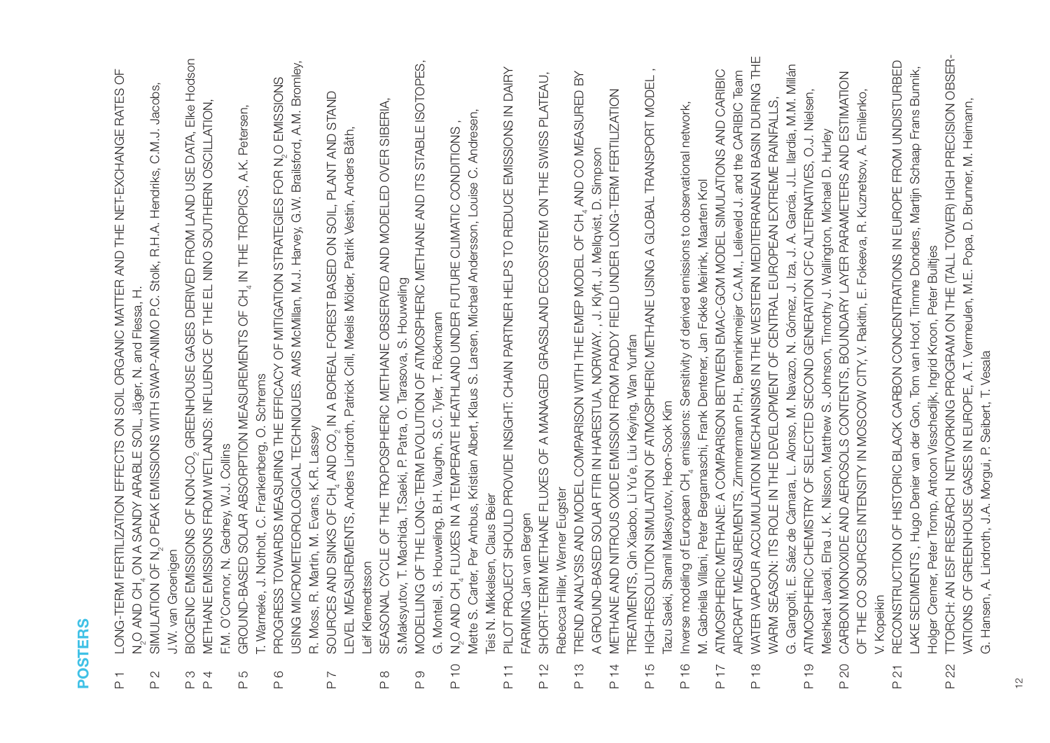# POSTERS

P 1 LONG-TERM FERTILIZATION EFFECTS ON SOIL ORGANIC MATTER AND THE NET-EXCHANGE RATES OF $N_2O$ AND $CH_4$ ON A SANDY ARABLE SOIL, Jäger, N. and Flessa, H.

P 2 SIMULATION OF $N_2O$ PEAK EMISSIONS WITH SWAP-ANIMO P.C. Stolk, R.H.A. Hendriks, C.M.J. Jacobs, J.W. van Groenigen

P 3 BIOGENIC EMISSIONS OF NON-$CO_2$ GREENHOUSE GASES DERIVED FROM LAND USE DATA, Elke Hodson

P 4 METHANE EMISSIONS FROM WETLANDS: INFLUENCE OF THE EL NINO SOUTHERN OSCILLATION, F.M. O'Connor, N. Gedney, W.J. Collins

P 5 GROUND-BASED SOLAR ABSORPTION MEASUREMENTS OF $CH_4$ IN THE TROPICS, A.K. Petersen, T. Warneke, J. Notholt, C. Frankenberg, O. Schrems

P 6 PROGRESS TOWARDS MEASURING THE EFFICACY OF MITIGATION STRATEGIES FOR $N_2O$ EMISSIONS USING MICROMETEOROLOGICAL TECHNIQUES, AMS McMillan, M.J. Harvey, G.W. Brailsford, A.M. Bromley, R. Moss, R. Martin, M. Evans, K.R. Lassey

P 7 SOURCES AND SINKS OF $CH_4$ AND $CO_2$ IN A BOREAL FOREST BASED ON SOIL, PLANT AND STAND LEVEL MEASUREMENTS, Anders Lindroth, Patrick Crill, Meelis Mölder, Patrik Vestin, Anders Båth, Leif Klemedtsson

P 8 SEASONAL CYCLE OF THE TROPOSPHERIC METHANE OBSERVED AND MODELED OVER SIBERIA, S.Maksyutov, T. Machida, T.Saeki, P. Patra, O. Tarasova, S. Houweling

P 9 MODELLING OF THE LONG-TERM EVOLUTION OF ATMOSPHERIC METHANE AND ITS STABLE ISOTOPES, G. Monteil, S. Houweling, B.H. Vaughn, S.C. Tyler, T. Röckmann

P 10 $N_2O$ AND $CH_4$ FLUXES IN A TEMPERATE HEATHLAND UNDER FUTURE CLIMATIC CONDITIONS , Mette S. Carter, Per Ambus, Kristian Albert, Klaus S. Larsen, Michael Andersson, Louise C. Andresen, Teis N. Mikkelsen, Claus Beier

P 11 PILOT PROJECT SHOULD PROVIDE INSIGHT: CHAIN PARTNER HELPS TO REDUCE EMISSIONS IN DAIRY FARMING Jan van Bergen

P 12 SHORT-TERM METHANE FLUXES OF A MANAGED GRASSLAND ECOSYSTEM ON THE SWISS PLATEAU, Rebecca Hiller, Werner Eugster

P 13 TREND ANALYSIS AND MODEL COMPARISON WITH THE EMEP MODEL OF $CH_4$ AND CO MEASURED BY A GROUND-BASED SOLAR FTIR IN HARESTUA, NORWAY. , J. Klyft, J. Mellqvist, D. Simpson

P 14 METHANE AND NITROUS OXIDE EMISSION FROM PADDY FIELD UNDER LONG-TERM FERTILIZATION TREATMENTS, Qin Xiaobo, Li Yu'e, Liu Keying, Wan Yunfan

P 15 HIGH-RESOLUTION SIMULATION OF ATMOSPHERIC METHANE USING A GLOBAL TRANSPORT MODEL , Tazu Saeki, Shamil Maksyutov, Heon-Sook Kim

P 16 Inverse modeling of European $CH_4$ emissions: Sensitivity of derived emissions to observational network, M. Gabriella Villani, Peter Bergamaschi, Frank Dentener, Jan Fokke Meirink, Maarten Krol

P 17 ATMOSPHERIC METHANE: A COMPARISON BETWEEN EMAC-GCM MODEL SIMULATIONS AND CARIBIC AIRCRAFT MEASUREMENTS, Zimmermann P.H., Brenninkmeijer C.A.M., Lelieveld J. and the CARIBIC Team

P 18 WATER VAPOUR ACCUMULATION MECHANISMS IN THE WESTERN MEDITERRANEAN BASIN DURING THE WARM SEASON: ITS ROLE IN THE DEVELOPMENT OF CENTRAL EUROPEAN EXTREME RAINFALLS, G. Gangoiti, E. Sáez de Cámara, L. Alonso, M. Navazo, N. Gómez, J. Iza, J. A. García, J.L. Ilardia, M.M. Millán

P 19 ATMOSPHERIC CHEMISTRY OF SELECTED SECOND GENERATION CFC ALTERNATIVES, O.J. Nielsen, Meshkat Javadi, Elna J. K. Nilsson, Matthew S. Johnson, Timothy J. Wallington, Michael D. Hurley

P 20 CARBON MONOXIDE AND AEROSOLS CONTENTS, BOUNDARY LAYER PARAMETERS AND ESTIMATION OF THE CO SOURCES INTENSITY IN MOSCOW CITY, V. Rakitin, E. Fokeeva, R. Kuznetsov, A. Emilenko, V. Kopeikin

P 21 RECONSTRUCTION OF HISTORIC BLACK CARBON CONCENTRATIONS IN EUROPE FROM UNDISTURBED LAKE SEDIMENTS , Hugo Denier van der Gon, Tom van Hoof, Timme Donders, Martijn Schaap Frans Bunnik, Holger Cremer, Peter Tromp, Antoon Visschedijk, Ingrid Kroon, Peter Builtjes

P 22 TTORCH: AN ESF RESEARCH NETWORKING PROGRAM ON THE (TALL TOWER) HIGH PRECISION OBSERVATIONS OF GREENHOUSE GASES IN EUROPE, A.T. Vermeulen, M.E. Popa, D. Brunner, M. Heimann, G. Hansen, A. Lindroth, J.A. Morgui, P. Seibert, T. Vesala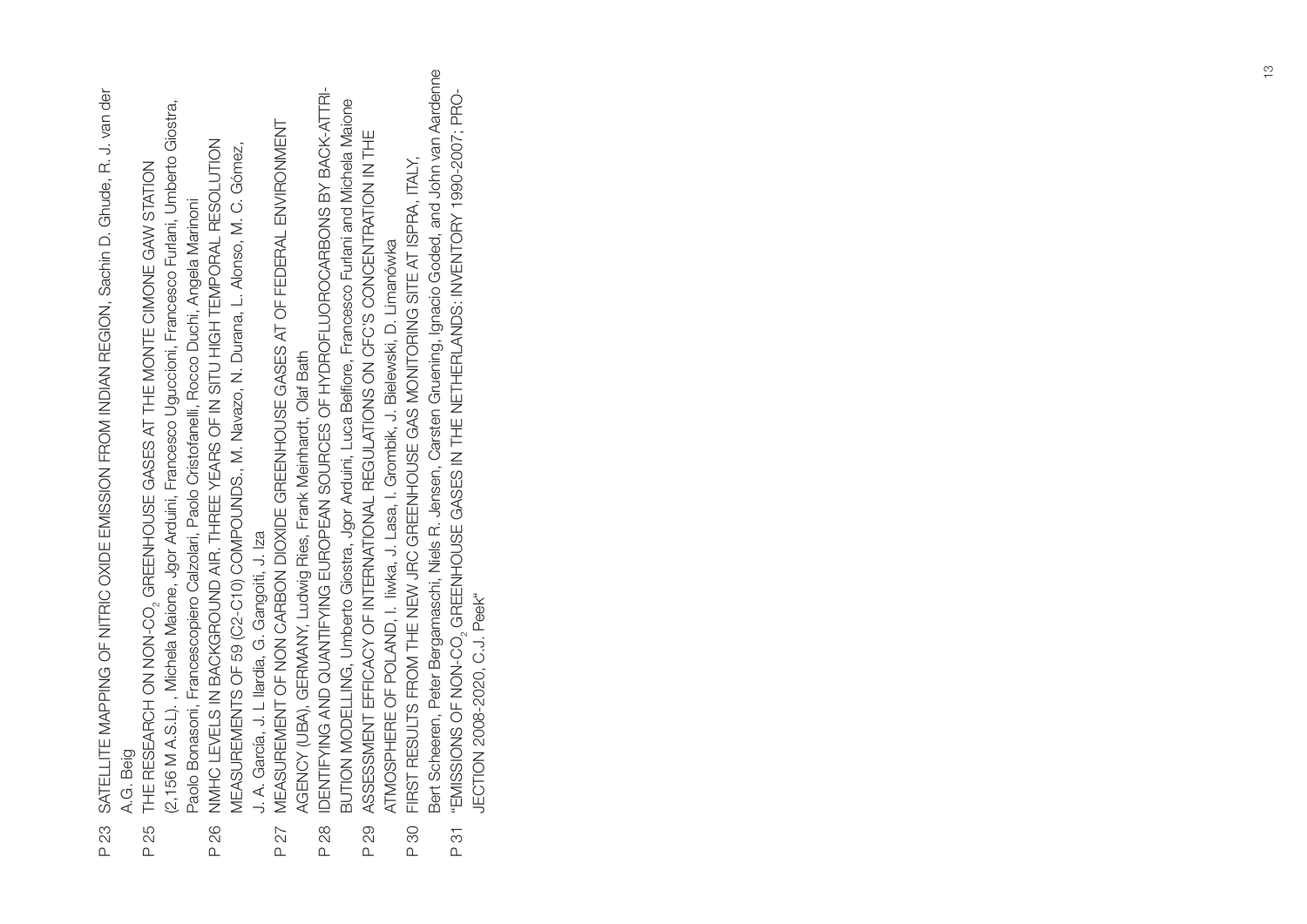P 23 SATELLITE MAPPING OF NITRIC OXIDE EMISSION FROM INDIAN REGION, Sachin D. Ghude, R. J. van der A.G. Beig

P 25 THE RESEARCH ON NON-$CO_2$ GREENHOUSE GASES AT THE MONTE CIMONE GAW STATION (2,156 M A.S.L). , Michela Maione, Jgor Arduini, Francesco Uguccioni, Francesco Furlani, Umberto Giostra, Paolo Bonasoni, Francescopiero Calzolari, Paolo Cristofanelli, Rocco Duchi, Angela Marinoni

P 26 NMHC LEVELS IN BACKGROUND AIR. THREE YEARS OF IN SITU HIGH TEMPORAL RESOLUTION MEASUREMENTS OF 59 (C2-C10) COMPOUNDS., M. Navazo, N. Durana, L. Alonso, M. C. Gómez, J. A. García, J. L Ilardia, G. Gangoiti, J. Iza

P 27 MEASUREMENT OF NON CARBON DIOXIDE GREENHOUSE GASES AT OF FEDERAL ENVIRONMENT AGENCY (UBA), GERMANY, Ludwig Ries, Frank Meinhardt, Olaf Bath

P 28 IDENTIFYING AND QUANTIFYING EUROPEAN SOURCES OF HYDROFLUOROCARBONS BY BACK-ATTRIBUTION MODELLING, Umberto Giostra, Jgor Arduini, Luca Belfiore, Francesco Furlani and Michela Maione

P 29 ASSESSMENT EFFICACY OF INTERNATIONAL REGULATIONS ON CFC'S CONCENTRATION IN THE ATMOSPHERE OF POLAND, I. Iiwka, J. Lasa, I. Grombik, J. Bielewski, D. Limanówka

P 30 FIRST RESULTS FROM THE NEW JRC GREENHOUSE GAS MONITORING SITE AT ISPRA, ITALY, Bert Scheeren, Peter Bergamaschi, Niels R. Jensen, Carsten Gruening, Ignacio Goded, and John van Aardenne

P 31 "EMISSIONS OF NON-$CO_2$ GREENHOUSE GASES IN THE NETHERLANDS: INVENTORY 1990-2007; PROJECTION 2008-2020, C.J. Peek"